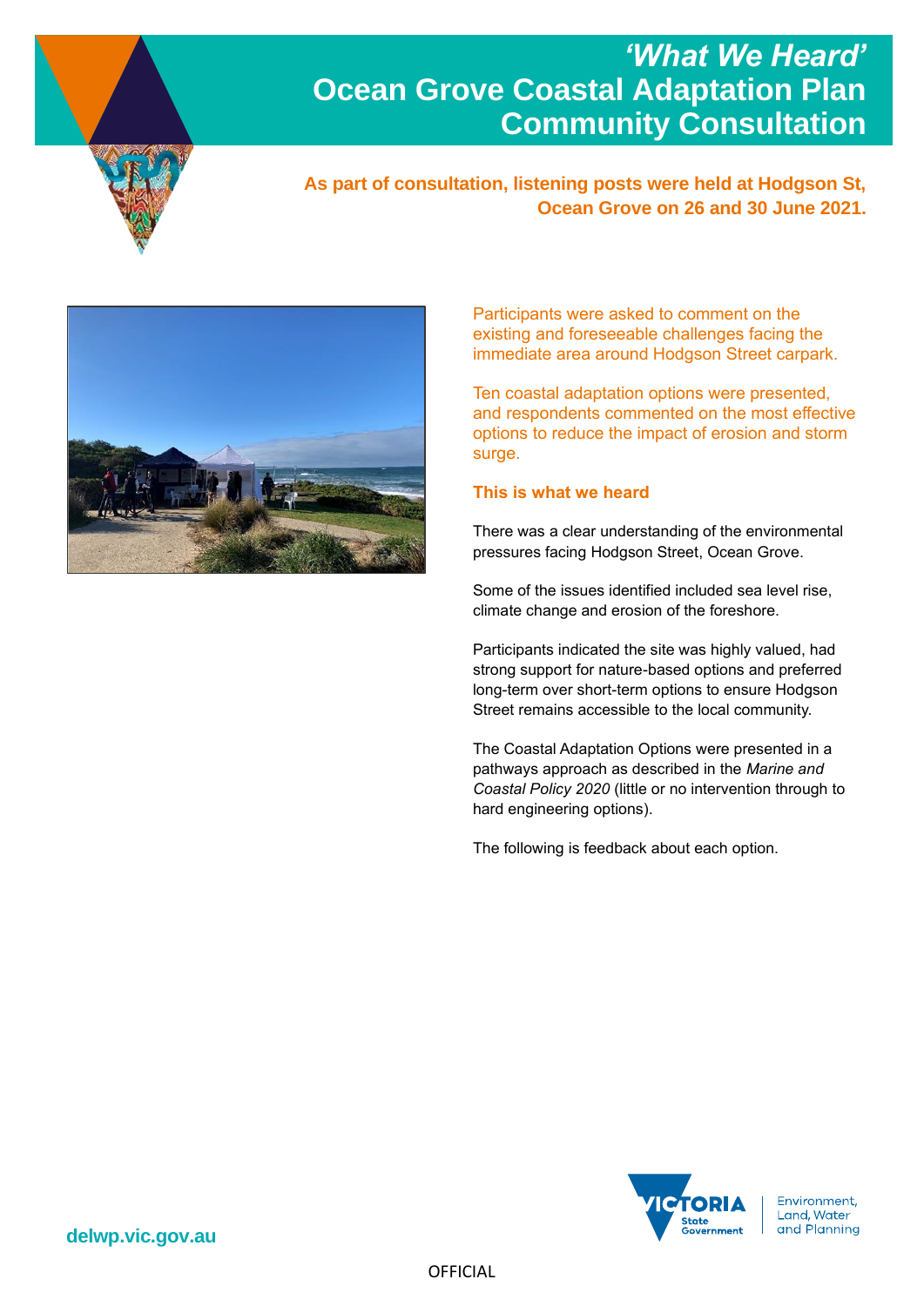# *'What We Heard'* Ocean Grove Coastal Adaptation Plan Community Consultation

**As part of consultation, listening posts were held at Hodgson St, Ocean Grove on 26 and 30 June 2021.**

Participants were asked to comment on the existing and foreseeable challenges facing the immediate area around Hodgson Street carpark.

Ten coastal adaptation options were presented, and respondents commented on the most effective options to reduce the impact of erosion and storm surge.

## This is what we heard

There was a clear understanding of the environmental pressures facing Hodgson Street, Ocean Grove.

Some of the issues identified included sea level rise, climate change and erosion of the foreshore.

Participants indicated the site was highly valued, had strong support for nature-based options and preferred long-term over short-term options to ensure Hodgson Street remains accessible to the local community.

The Coastal Adaptation Options were presented in a pathways approach as described in the *Marine and Coastal Policy 2020* (little or no intervention through to hard engineering options).

The following is feedback about each option.

delwp.vic.gov.au

OFFICIAL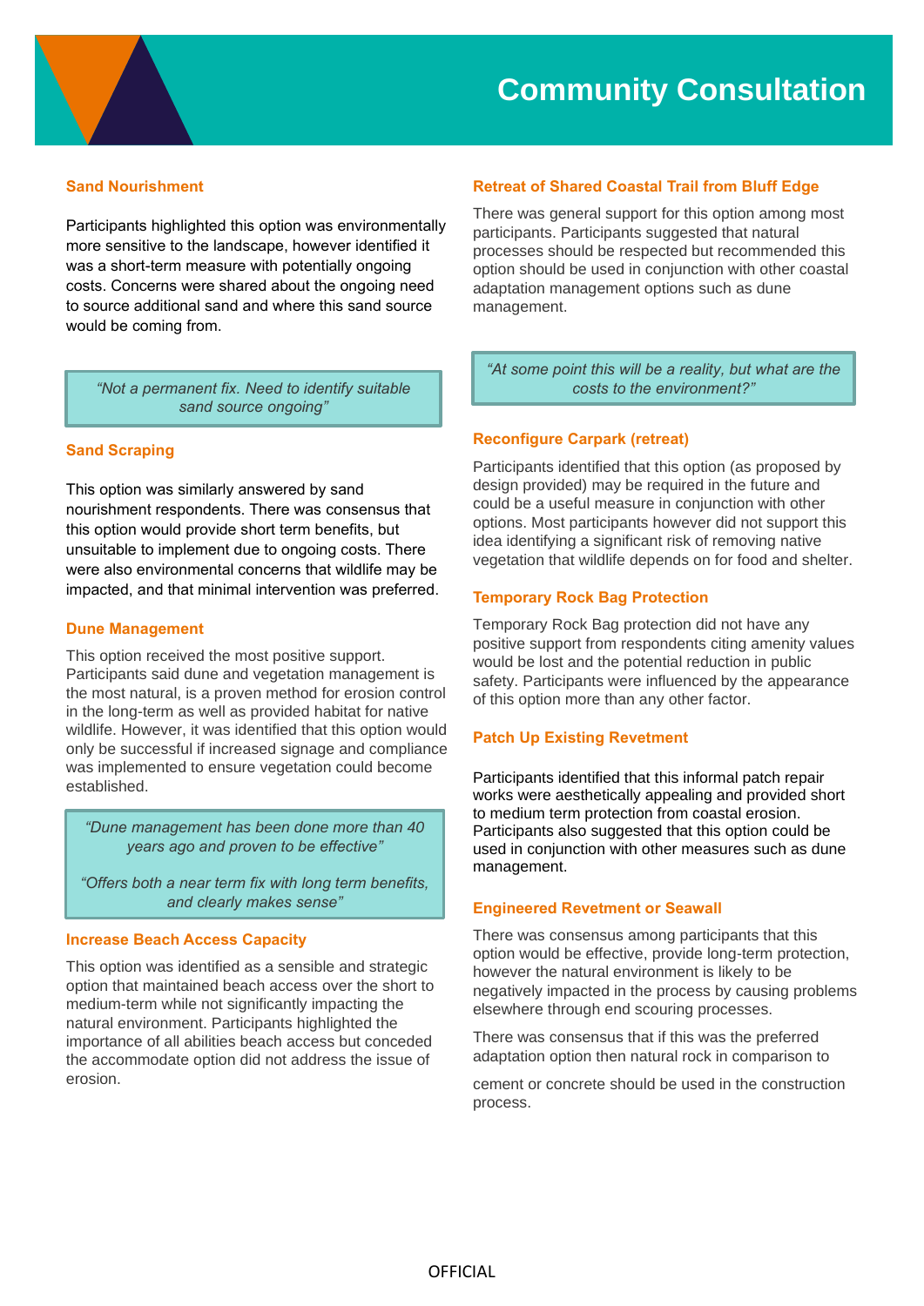# Community Consultation

## Sand Nourishment

Participants highlighted this option was environmentally more sensitive to the landscape, however identified it was a short-term measure with potentially ongoing costs. Concerns were shared about the ongoing need to source additional sand and where this sand source would be coming from.

> *"Not a permanent fix. Need to identify suitable sand source ongoing"*

## Sand Scraping

This option was similarly answered by sand nourishment respondents. There was consensus that this option would provide short term benefits, but unsuitable to implement due to ongoing costs. There were also environmental concerns that wildlife may be impacted, and that minimal intervention was preferred.

## Dune Management

This option received the most positive support. Participants said dune and vegetation management is the most natural, is a proven method for erosion control in the long-term as well as provided habitat for native wildlife. However, it was identified that this option would only be successful if increased signage and compliance was implemented to ensure vegetation could become established.

> *"Dune management has been done more than 40 years ago and proven to be effective"*
>
> *"Offers both a near term fix with long term benefits, and clearly makes sense"*

## Increase Beach Access Capacity

This option was identified as a sensible and strategic option that maintained beach access over the short to medium-term while not significantly impacting the natural environment. Participants highlighted the importance of all abilities beach access but conceded the accommodate option did not address the issue of erosion.

## Retreat of Shared Coastal Trail from Bluff Edge

There was general support for this option among most participants. Participants suggested that natural processes should be respected but recommended this option should be used in conjunction with other coastal adaptation management options such as dune management.

> *"At some point this will be a reality, but what are the costs to the environment?"*

## Reconfigure Carpark (retreat)

Participants identified that this option (as proposed by design provided) may be required in the future and could be a useful measure in conjunction with other options. Most participants however did not support this idea identifying a significant risk of removing native vegetation that wildlife depends on for food and shelter.

## Temporary Rock Bag Protection

Temporary Rock Bag protection did not have any positive support from respondents citing amenity values would be lost and the potential reduction in public safety. Participants were influenced by the appearance of this option more than any other factor.

## Patch Up Existing Revetment

Participants identified that this informal patch repair works were aesthetically appealing and provided short to medium term protection from coastal erosion. Participants also suggested that this option could be used in conjunction with other measures such as dune management.

## Engineered Revetment or Seawall

There was consensus among participants that this option would be effective, provide long-term protection, however the natural environment is likely to be negatively impacted in the process by causing problems elsewhere through end scouring processes.

There was consensus that if this was the preferred adaptation option then natural rock in comparison to cement or concrete should be used in the construction process.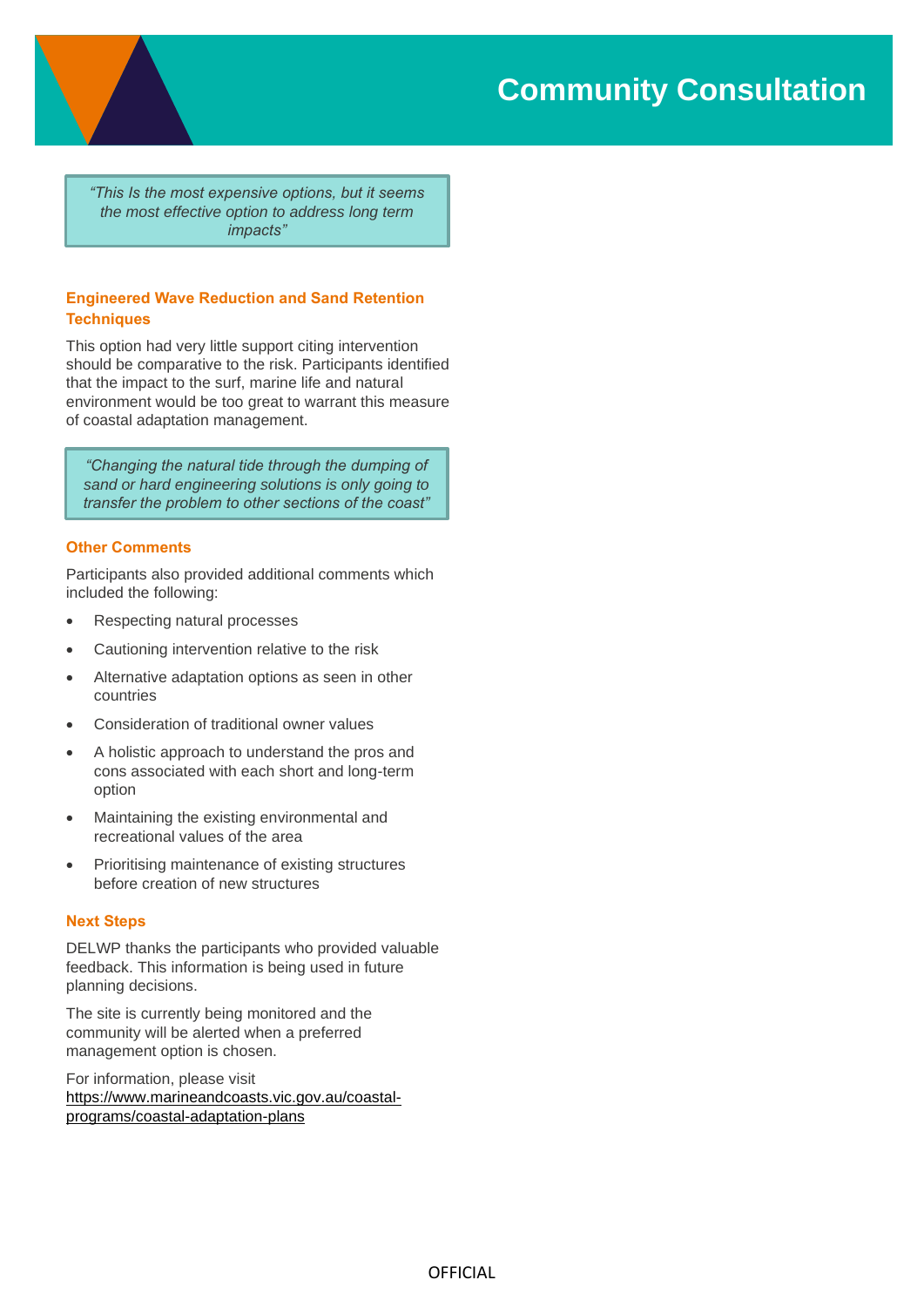# Community Consultation

> *"This Is the most expensive options, but it seems the most effective option to address long term impacts"*

### Engineered Wave Reduction and Sand Retention Techniques

This option had very little support citing intervention should be comparative to the risk. Participants identified that the impact to the surf, marine life and natural environment would be too great to warrant this measure of coastal adaptation management.

> *"Changing the natural tide through the dumping of sand or hard engineering solutions is only going to transfer the problem to other sections of the coast"*

### Other Comments

Participants also provided additional comments which included the following:

- Respecting natural processes
- Cautioning intervention relative to the risk
- Alternative adaptation options as seen in other countries
- Consideration of traditional owner values
- A holistic approach to understand the pros and cons associated with each short and long-term option
- Maintaining the existing environmental and recreational values of the area
- Prioritising maintenance of existing structures before creation of new structures

### Next Steps

DELWP thanks the participants who provided valuable feedback. This information is being used in future planning decisions.

The site is currently being monitored and the community will be alerted when a preferred management option is chosen.

For information, please visit https://www.marineandcoasts.vic.gov.au/coastal-programs/coastal-adaptation-plans

OFFICIAL